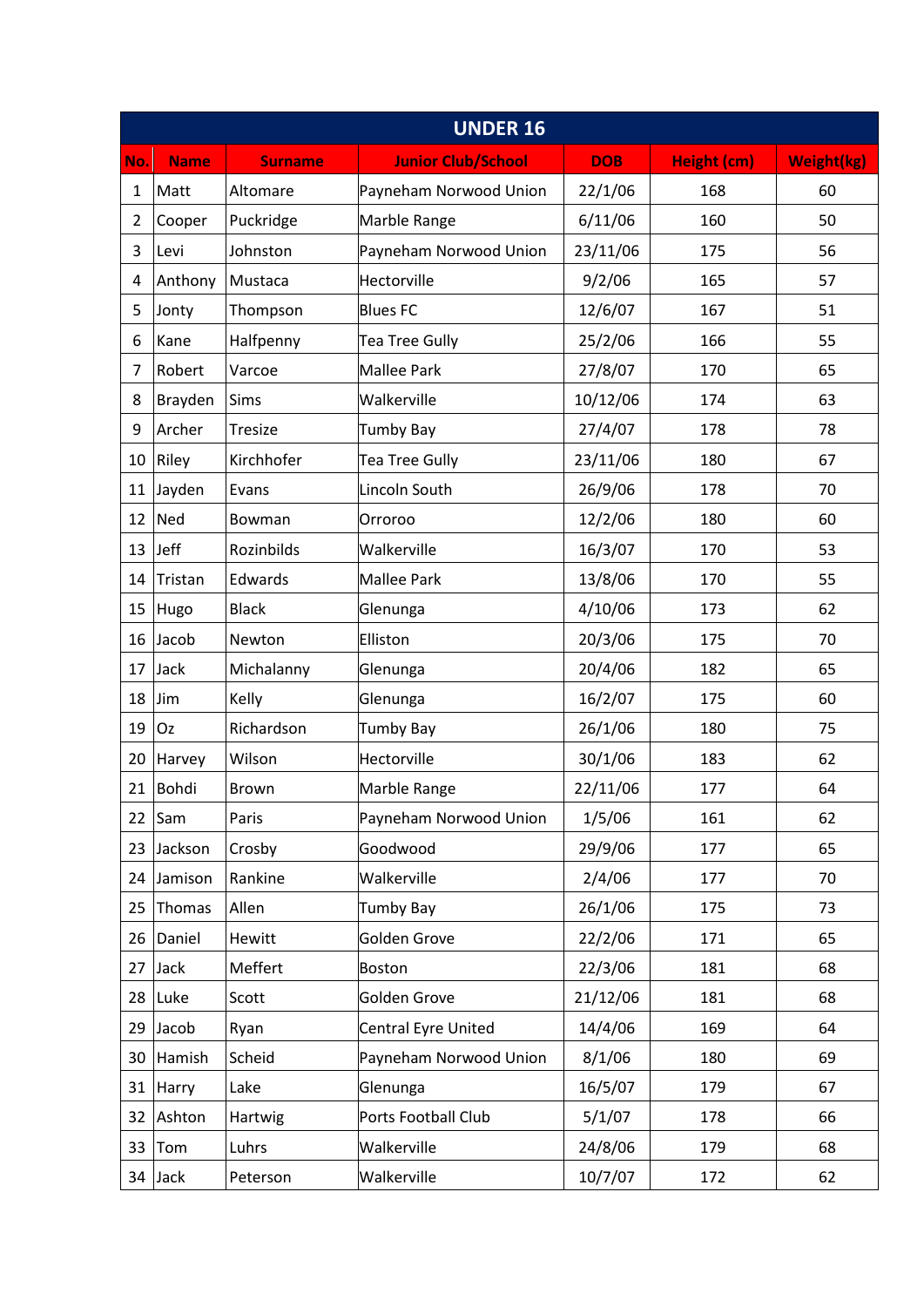| UNDER 16 | | | | | | |
|---|---|---|---|---|---|---|
| **No.** | **Name** | **Surname** | **Junior Club/School** | **DOB** | **Height (cm)** | **Weight(kg)** |
| 1 | Matt | Altomare | Payneham Norwood Union | 22/1/06 | 168 | 60 |
| 2 | Cooper | Puckridge | Marble Range | 6/11/06 | 160 | 50 |
| 3 | Levi | Johnston | Payneham Norwood Union | 23/11/06 | 175 | 56 |
| 4 | Anthony | Mustaca | Hectorville | 9/2/06 | 165 | 57 |
| 5 | Jonty | Thompson | Blues FC | 12/6/07 | 167 | 51 |
| 6 | Kane | Halfpenny | Tea Tree Gully | 25/2/06 | 166 | 55 |
| 7 | Robert | Varcoe | Mallee Park | 27/8/07 | 170 | 65 |
| 8 | Brayden | Sims | Walkerville | 10/12/06 | 174 | 63 |
| 9 | Archer | Tresize | Tumby Bay | 27/4/07 | 178 | 78 |
| 10 | Riley | Kirchhofer | Tea Tree Gully | 23/11/06 | 180 | 67 |
| 11 | Jayden | Evans | Lincoln South | 26/9/06 | 178 | 70 |
| 12 | Ned | Bowman | Orroroo | 12/2/06 | 180 | 60 |
| 13 | Jeff | Rozinbilds | Walkerville | 16/3/07 | 170 | 53 |
| 14 | Tristan | Edwards | Mallee Park | 13/8/06 | 170 | 55 |
| 15 | Hugo | Black | Glenunga | 4/10/06 | 173 | 62 |
| 16 | Jacob | Newton | Elliston | 20/3/06 | 175 | 70 |
| 17 | Jack | Michalanny | Glenunga | 20/4/06 | 182 | 65 |
| 18 | Jim | Kelly | Glenunga | 16/2/07 | 175 | 60 |
| 19 | Oz | Richardson | Tumby Bay | 26/1/06 | 180 | 75 |
| 20 | Harvey | Wilson | Hectorville | 30/1/06 | 183 | 62 |
| 21 | Bohdi | Brown | Marble Range | 22/11/06 | 177 | 64 |
| 22 | Sam | Paris | Payneham Norwood Union | 1/5/06 | 161 | 62 |
| 23 | Jackson | Crosby | Goodwood | 29/9/06 | 177 | 65 |
| 24 | Jamison | Rankine | Walkerville | 2/4/06 | 177 | 70 |
| 25 | Thomas | Allen | Tumby Bay | 26/1/06 | 175 | 73 |
| 26 | Daniel | Hewitt | Golden Grove | 22/2/06 | 171 | 65 |
| 27 | Jack | Meffert | Boston | 22/3/06 | 181 | 68 |
| 28 | Luke | Scott | Golden Grove | 21/12/06 | 181 | 68 |
| 29 | Jacob | Ryan | Central Eyre United | 14/4/06 | 169 | 64 |
| 30 | Hamish | Scheid | Payneham Norwood Union | 8/1/06 | 180 | 69 |
| 31 | Harry | Lake | Glenunga | 16/5/07 | 179 | 67 |
| 32 | Ashton | Hartwig | Ports Football Club | 5/1/07 | 178 | 66 |
| 33 | Tom | Luhrs | Walkerville | 24/8/06 | 179 | 68 |
| 34 | Jack | Peterson | Walkerville | 10/7/07 | 172 | 62 |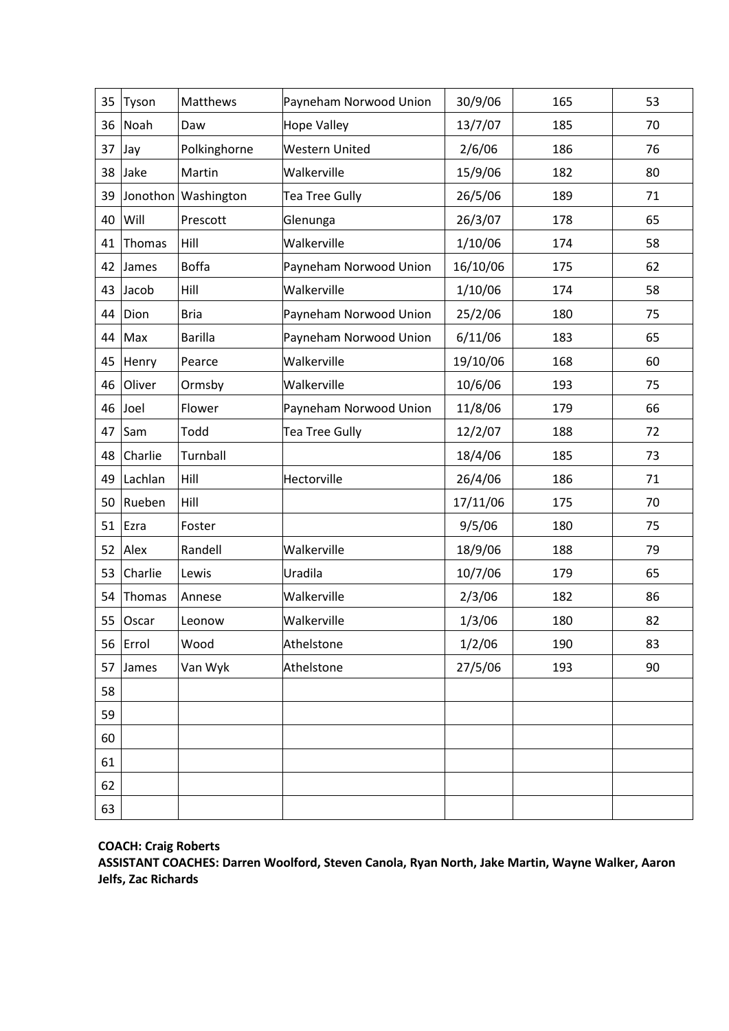| | | | | | | |
|---|---|---|---|---|---|---|
| 35 | Tyson | Matthews | Payneham Norwood Union | 30/9/06 | 165 | 53 |
| 36 | Noah | Daw | Hope Valley | 13/7/07 | 185 | 70 |
| 37 | Jay | Polkinghorne | Western United | 2/6/06 | 186 | 76 |
| 38 | Jake | Martin | Walkerville | 15/9/06 | 182 | 80 |
| 39 | Jonothon | Washington | Tea Tree Gully | 26/5/06 | 189 | 71 |
| 40 | Will | Prescott | Glenunga | 26/3/07 | 178 | 65 |
| 41 | Thomas | Hill | Walkerville | 1/10/06 | 174 | 58 |
| 42 | James | Boffa | Payneham Norwood Union | 16/10/06 | 175 | 62 |
| 43 | Jacob | Hill | Walkerville | 1/10/06 | 174 | 58 |
| 44 | Dion | Bria | Payneham Norwood Union | 25/2/06 | 180 | 75 |
| 44 | Max | Barilla | Payneham Norwood Union | 6/11/06 | 183 | 65 |
| 45 | Henry | Pearce | Walkerville | 19/10/06 | 168 | 60 |
| 46 | Oliver | Ormsby | Walkerville | 10/6/06 | 193 | 75 |
| 46 | Joel | Flower | Payneham Norwood Union | 11/8/06 | 179 | 66 |
| 47 | Sam | Todd | Tea Tree Gully | 12/2/07 | 188 | 72 |
| 48 | Charlie | Turnball | | 18/4/06 | 185 | 73 |
| 49 | Lachlan | Hill | Hectorville | 26/4/06 | 186 | 71 |
| 50 | Rueben | Hill | | 17/11/06 | 175 | 70 |
| 51 | Ezra | Foster | | 9/5/06 | 180 | 75 |
| 52 | Alex | Randell | Walkerville | 18/9/06 | 188 | 79 |
| 53 | Charlie | Lewis | Uradila | 10/7/06 | 179 | 65 |
| 54 | Thomas | Annese | Walkerville | 2/3/06 | 182 | 86 |
| 55 | Oscar | Leonow | Walkerville | 1/3/06 | 180 | 82 |
| 56 | Errol | Wood | Athelstone | 1/2/06 | 190 | 83 |
| 57 | James | Van Wyk | Athelstone | 27/5/06 | 193 | 90 |
| 58 | | | | | | |
| 59 | | | | | | |
| 60 | | | | | | |
| 61 | | | | | | |
| 62 | | | | | | |
| 63 | | | | | | |

**COACH: Craig Roberts**
**ASSISTANT COACHES: Darren Woolford, Steven Canola, Ryan North, Jake Martin, Wayne Walker, Aaron Jelfs, Zac Richards**